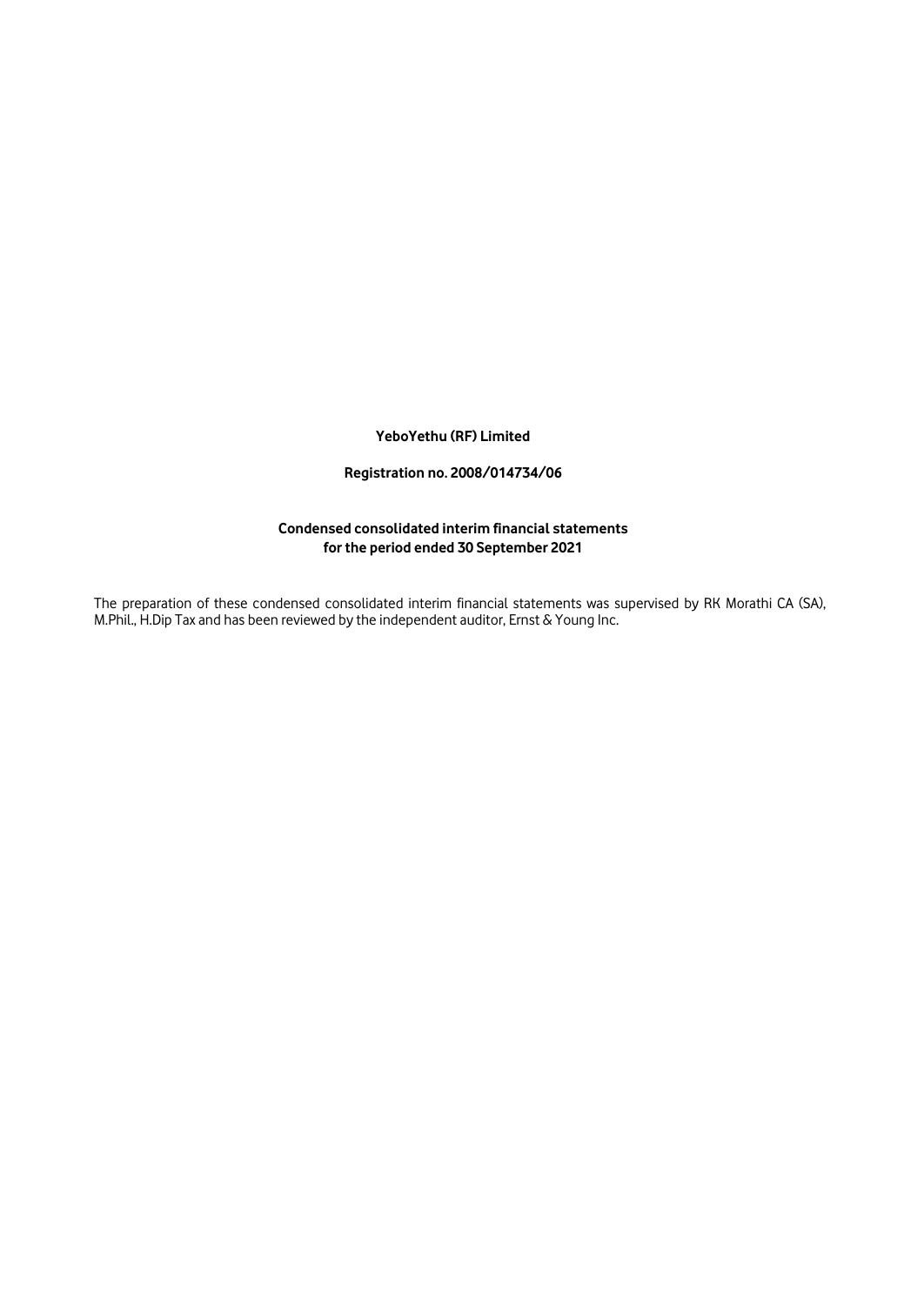# YeboYethu (RF) Limited

## Registration no. 2008/014734/06

## Condensed consolidated interim financial statements for the period ended 30 September 2021

The preparation of these condensed consolidated interim financial statements was supervised by RK Morathi CA (SA), M.Phil., H.Dip Tax and has been reviewed by the independent auditor, Ernst & Young Inc.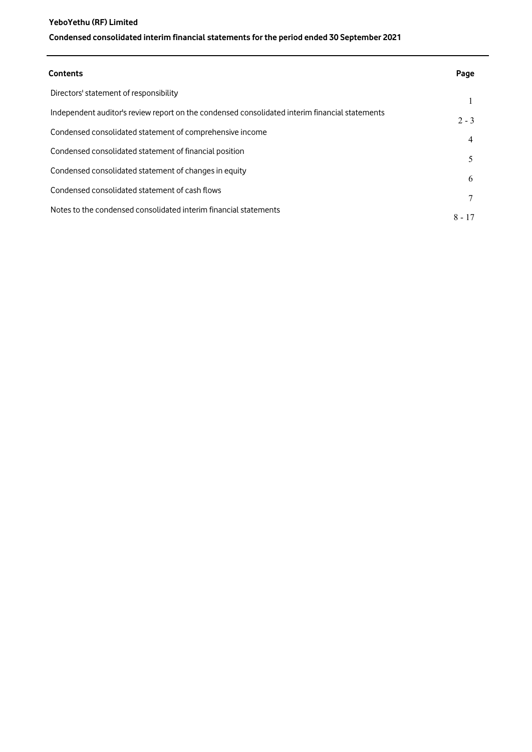**YeboYethu (RF) Limited**

**Condensed consolidated interim financial statements for the period ended 30 September 2021**

| Contents | Page |
| --- | --- |
| Directors' statement of responsibility | 1 |
| Independent auditor's review report on the condensed consolidated interim financial statements | 2 - 3 |
| Condensed consolidated statement of comprehensive income | 4 |
| Condensed consolidated statement of financial position | 5 |
| Condensed consolidated statement of changes in equity | 6 |
| Condensed consolidated statement of cash flows | 7 |
| Notes to the condensed consolidated interim financial statements | 8 - 17 |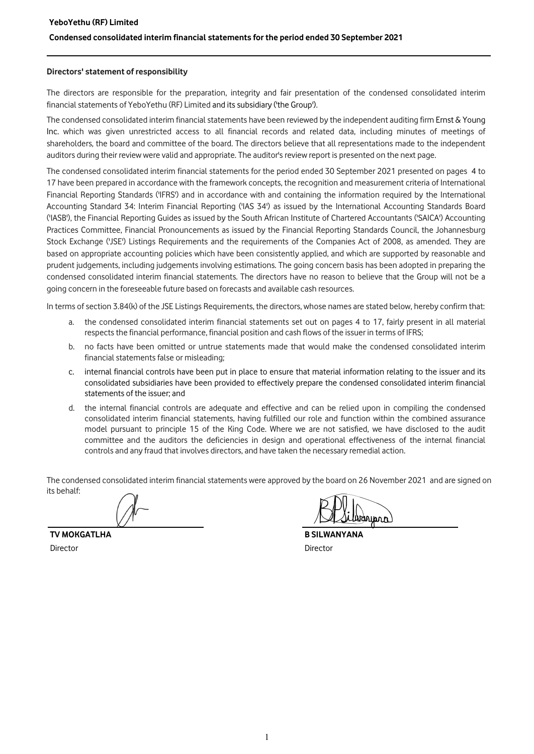## Directors' statement of responsibility

The directors are responsible for the preparation, integrity and fair presentation of the condensed consolidated interim financial statements of YeboYethu (RF) Limited and its subsidiary ('the Group').

The condensed consolidated interim financial statements have been reviewed by the independent auditing firm Ernst & Young Inc. which was given unrestricted access to all financial records and related data, including minutes of meetings of shareholders, the board and committee of the board. The directors believe that all representations made to the independent auditors during their review were valid and appropriate. The auditor's review report is presented on the next page.

The condensed consolidated interim financial statements for the period ended 30 September 2021 presented on pages 4 to 17 have been prepared in accordance with the framework concepts, the recognition and measurement criteria of International Financial Reporting Standards ('IFRS') and in accordance with and containing the information required by the International Accounting Standard 34: Interim Financial Reporting ('IAS 34') as issued by the International Accounting Standards Board ('IASB'), the Financial Reporting Guides as issued by the South African Institute of Chartered Accountants ('SAICA') Accounting Practices Committee, Financial Pronouncements as issued by the Financial Reporting Standards Council, the Johannesburg Stock Exchange ('JSE') Listings Requirements and the requirements of the Companies Act of 2008, as amended. They are based on appropriate accounting policies which have been consistently applied, and which are supported by reasonable and prudent judgements, including judgements involving estimations. The going concern basis has been adopted in preparing the condensed consolidated interim financial statements. The directors have no reason to believe that the Group will not be a going concern in the foreseeable future based on forecasts and available cash resources.

In terms of section 3.84(k) of the JSE Listings Requirements, the directors, whose names are stated below, hereby confirm that:

a. the condensed consolidated interim financial statements set out on pages 4 to 17, fairly present in all material respects the financial performance, financial position and cash flows of the issuer in terms of IFRS;

b. no facts have been omitted or untrue statements made that would make the condensed consolidated interim financial statements false or misleading;

c. internal financial controls have been put in place to ensure that material information relating to the issuer and its consolidated subsidiaries have been provided to effectively prepare the condensed consolidated interim financial statements of the issuer; and

d. the internal financial controls are adequate and effective and can be relied upon in compiling the condensed consolidated interim financial statements, having fulfilled our role and function within the combined assurance model pursuant to principle 15 of the King Code. Where we are not satisfied, we have disclosed to the audit committee and the auditors the deficiencies in design and operational effectiveness of the internal financial controls and any fraud that involves directors, and have taken the necessary remedial action.

The condensed consolidated interim financial statements were approved by the board on 26 November 2021 and are signed on its behalf:

**TV MOKGATLHA**
Director

**B SILWANYANA**
Director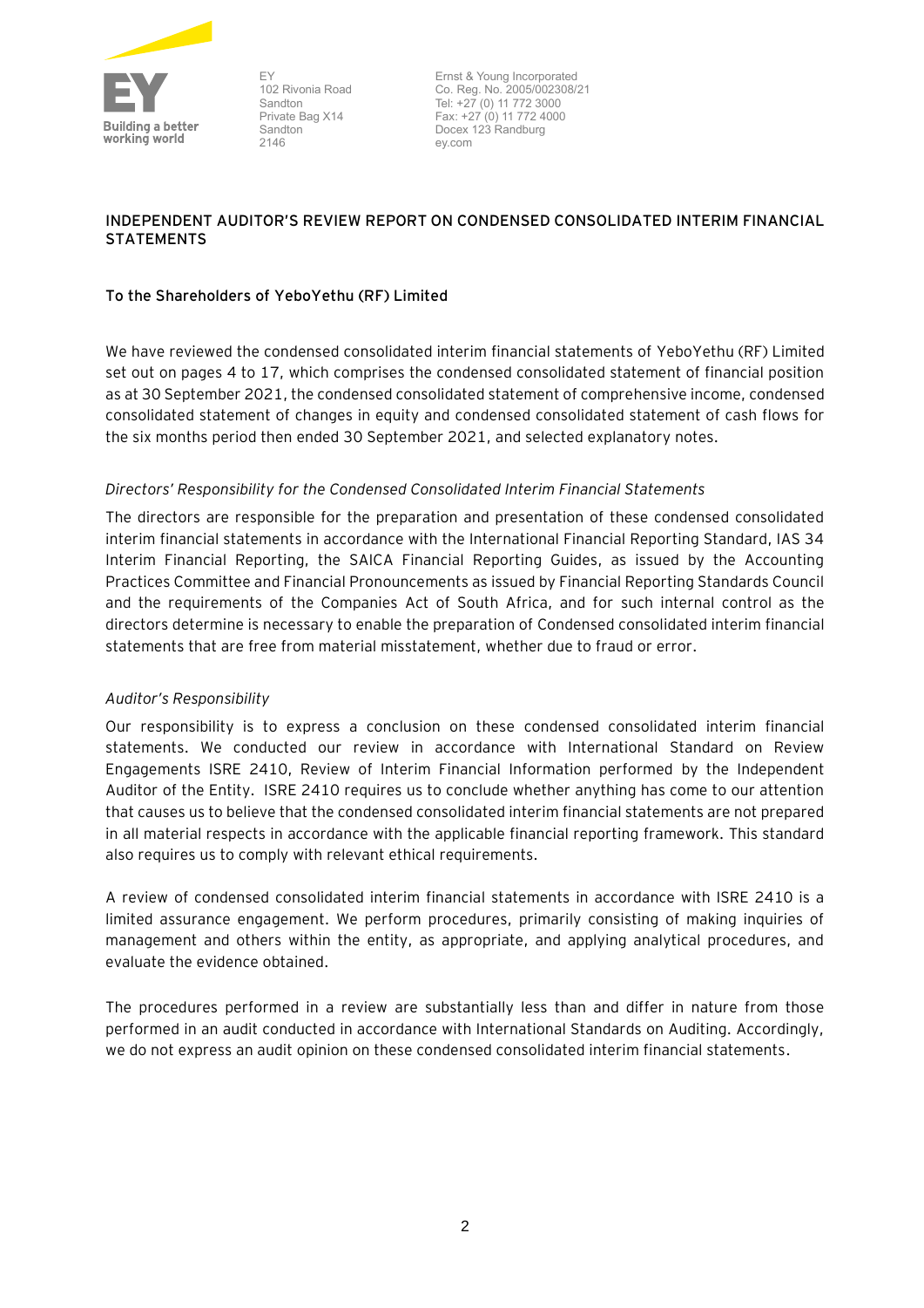EY
102 Rivonia Road
Sandton
Private Bag X14
Sandton
2146

Ernst & Young Incorporated
Co. Reg. No. 2005/002308/21
Tel: +27 (0) 11 772 3000
Fax: +27 (0) 11 772 4000
Docex 123 Randburg
ey.com

## INDEPENDENT AUDITOR'S REVIEW REPORT ON CONDENSED CONSOLIDATED INTERIM FINANCIAL STATEMENTS

**To the Shareholders of YeboYethu (RF) Limited**

We have reviewed the condensed consolidated interim financial statements of YeboYethu (RF) Limited set out on pages 4 to 17, which comprises the condensed consolidated statement of financial position as at 30 September 2021, the condensed consolidated statement of comprehensive income, condensed consolidated statement of changes in equity and condensed consolidated statement of cash flows for the six months period then ended 30 September 2021, and selected explanatory notes.

*Directors' Responsibility for the Condensed Consolidated Interim Financial Statements*

The directors are responsible for the preparation and presentation of these condensed consolidated interim financial statements in accordance with the International Financial Reporting Standard, IAS 34 Interim Financial Reporting, the SAICA Financial Reporting Guides, as issued by the Accounting Practices Committee and Financial Pronouncements as issued by Financial Reporting Standards Council and the requirements of the Companies Act of South Africa, and for such internal control as the directors determine is necessary to enable the preparation of Condensed consolidated interim financial statements that are free from material misstatement, whether due to fraud or error.

*Auditor's Responsibility*

Our responsibility is to express a conclusion on these condensed consolidated interim financial statements. We conducted our review in accordance with International Standard on Review Engagements ISRE 2410, Review of Interim Financial Information performed by the Independent Auditor of the Entity. ISRE 2410 requires us to conclude whether anything has come to our attention that causes us to believe that the condensed consolidated interim financial statements are not prepared in all material respects in accordance with the applicable financial reporting framework. This standard also requires us to comply with relevant ethical requirements.

A review of condensed consolidated interim financial statements in accordance with ISRE 2410 is a limited assurance engagement. We perform procedures, primarily consisting of making inquiries of management and others within the entity, as appropriate, and applying analytical procedures, and evaluate the evidence obtained.

The procedures performed in a review are substantially less than and differ in nature from those performed in an audit conducted in accordance with International Standards on Auditing. Accordingly, we do not express an audit opinion on these condensed consolidated interim financial statements.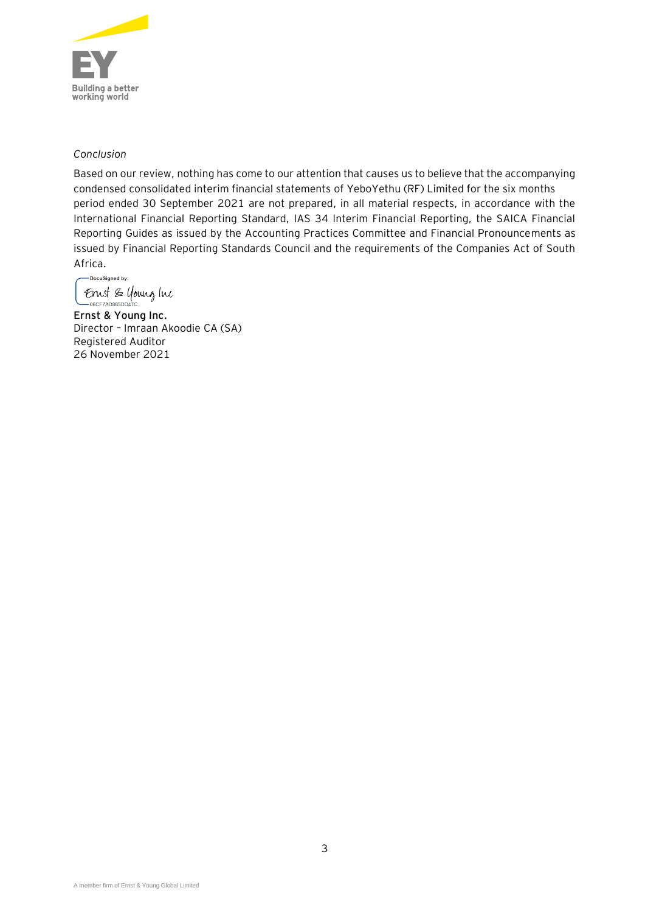*Conclusion*

Based on our review, nothing has come to our attention that causes us to believe that the accompanying condensed consolidated interim financial statements of YeboYethu (RF) Limited for the six months period ended 30 September 2021 are not prepared, in all material respects, in accordance with the International Financial Reporting Standard, IAS 34 Interim Financial Reporting, the SAICA Financial Reporting Guides as issued by the Accounting Practices Committee and Financial Pronouncements as issued by Financial Reporting Standards Council and the requirements of the Companies Act of South Africa.

DocuSigned by:
Ernst & Young Inc
06CF7AD885DD47C...

**Ernst & Young Inc.**
Director – Imraan Akoodie CA (SA)
Registered Auditor
26 November 2021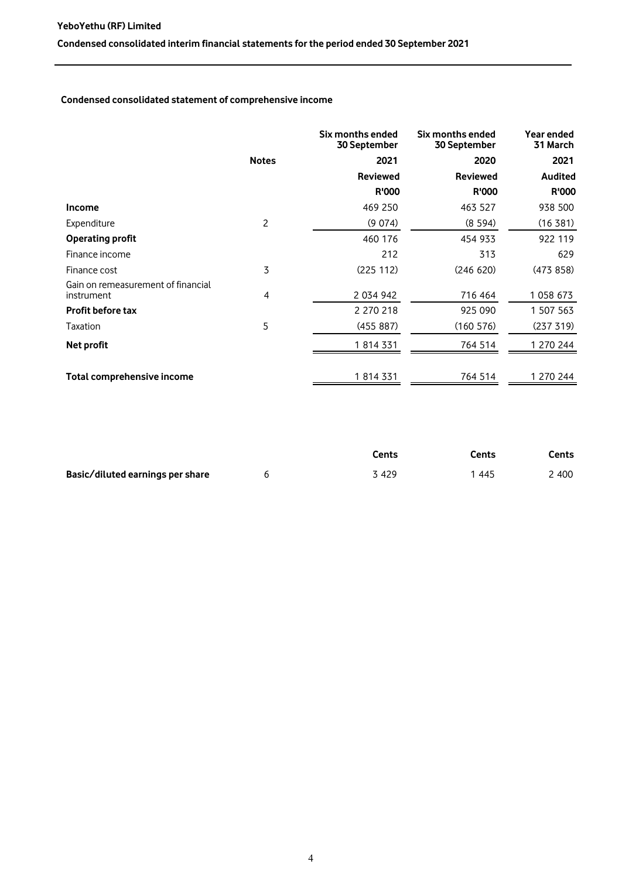**YeboYethu (RF) Limited**

**Condensed consolidated interim financial statements for the period ended 30 September 2021**

## Condensed consolidated statement of comprehensive income

| | Notes | Six months ended 30 September 2021 | Six months ended 30 September 2020 | Year ended 31 March 2021 |
|---|---|---|---|---|
| | | Reviewed | Reviewed | Audited |
| | | R'000 | R'000 | R'000 |
| **Income** | | 469 250 | 463 527 | 938 500 |
| Expenditure | 2 | (9 074) | (8 594) | (16 381) |
| **Operating profit** | | 460 176 | 454 933 | 922 119 |
| Finance income | | 212 | 313 | 629 |
| Finance cost | 3 | (225 112) | (246 620) | (473 858) |
| Gain on remeasurement of financial instrument | 4 | 2 034 942 | 716 464 | 1 058 673 |
| **Profit before tax** | | 2 270 218 | 925 090 | 1 507 563 |
| Taxation | 5 | (455 887) | (160 576) | (237 319) |
| **Net profit** | | 1 814 331 | 764 514 | 1 270 244 |
| **Total comprehensive income** | | 1 814 331 | 764 514 | 1 270 244 |

| | | Cents | Cents | Cents |
|---|---|---|---|---|
| **Basic/diluted earnings per share** | 6 | 3 429 | 1 445 | 2 400 |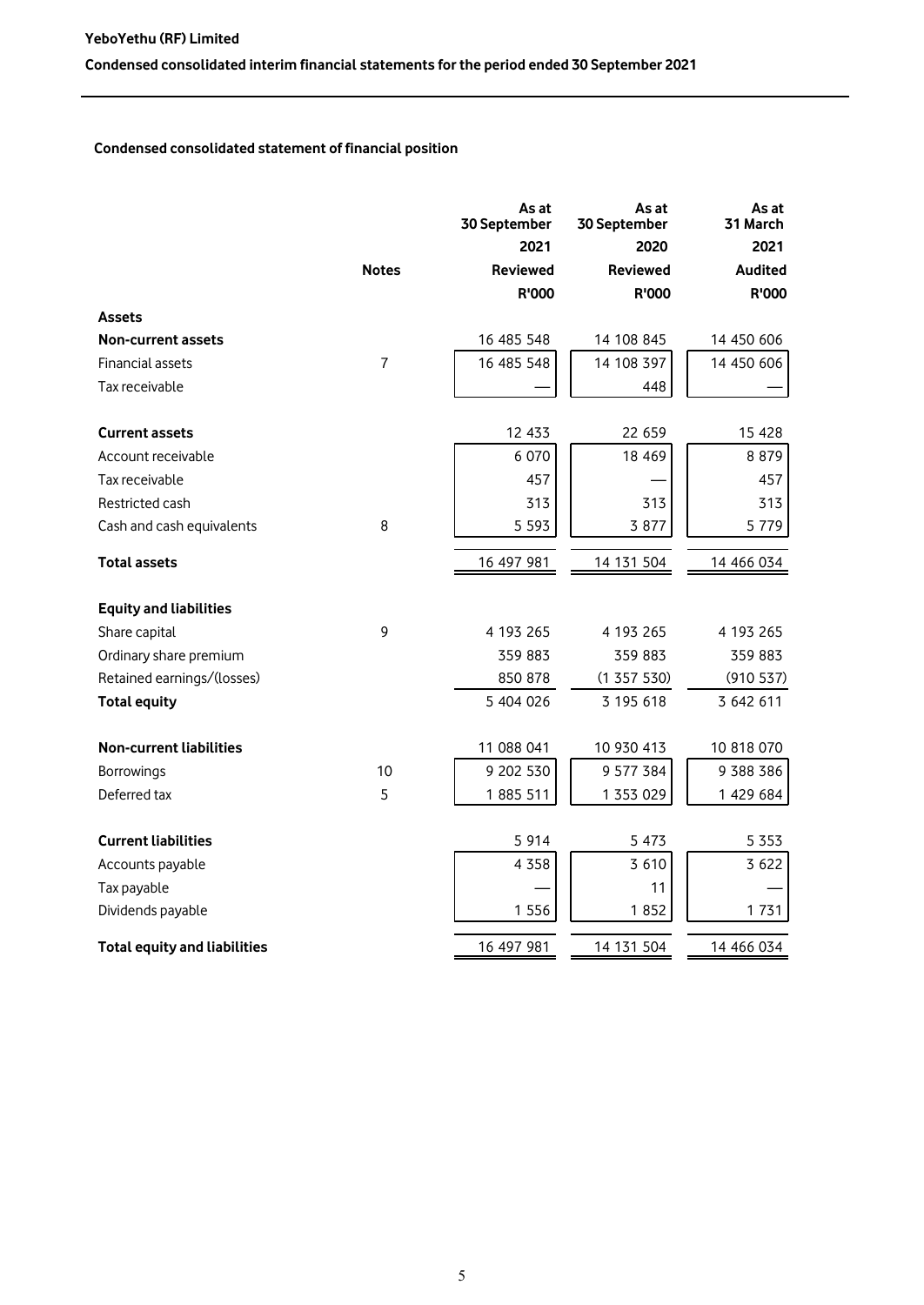# YeboYethu (RF) Limited

## Condensed consolidated interim financial statements for the period ended 30 September 2021

### Condensed consolidated statement of financial position

| | Notes | As at 30 September 2021 | As at 30 September 2020 | As at 31 March 2021 |
|---|---|---|---|---|
| | | Reviewed | Reviewed | Audited |
| | | R'000 | R'000 | R'000 |
| **Assets** | | | | |
| **Non-current assets** | | 16 485 548 | 14 108 845 | 14 450 606 |
| Financial assets | 7 | 16 485 548 | 14 108 397 | 14 450 606 |
| Tax receivable | | — | 448 | — |
| **Current assets** | | 12 433 | 22 659 | 15 428 |
| Account receivable | | 6 070 | 18 469 | 8 879 |
| Tax receivable | | 457 | — | 457 |
| Restricted cash | | 313 | 313 | 313 |
| Cash and cash equivalents | 8 | 5 593 | 3 877 | 5 779 |
| **Total assets** | | 16 497 981 | 14 131 504 | 14 466 034 |
| **Equity and liabilities** | | | | |
| Share capital | 9 | 4 193 265 | 4 193 265 | 4 193 265 |
| Ordinary share premium | | 359 883 | 359 883 | 359 883 |
| Retained earnings/(losses) | | 850 878 | (1 357 530) | (910 537) |
| **Total equity** | | 5 404 026 | 3 195 618 | 3 642 611 |
| **Non-current liabilities** | | 11 088 041 | 10 930 413 | 10 818 070 |
| Borrowings | 10 | 9 202 530 | 9 577 384 | 9 388 386 |
| Deferred tax | 5 | 1 885 511 | 1 353 029 | 1 429 684 |
| **Current liabilities** | | 5 914 | 5 473 | 5 353 |
| Accounts payable | | 4 358 | 3 610 | 3 622 |
| Tax payable | | — | 11 | — |
| Dividends payable | | 1 556 | 1 852 | 1 731 |
| **Total equity and liabilities** | | 16 497 981 | 14 131 504 | 14 466 034 |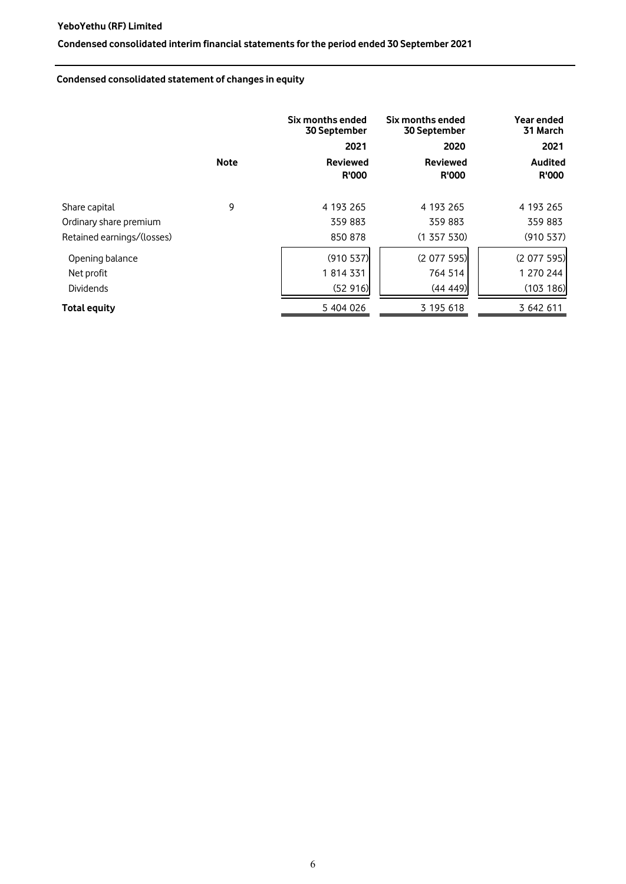YeboYethu (RF) Limited

Condensed consolidated interim financial statements for the period ended 30 September 2021

## Condensed consolidated statement of changes in equity

| | Note | Six months ended 30 September 2021 Reviewed R'000 | Six months ended 30 September 2020 Reviewed R'000 | Year ended 31 March 2021 Audited R'000 |
|---|---|---|---|---|
| Share capital | 9 | 4 193 265 | 4 193 265 | 4 193 265 |
| Ordinary share premium | | 359 883 | 359 883 | 359 883 |
| Retained earnings/(losses) | | 850 878 | (1 357 530) | (910 537) |
| Opening balance | | (910 537) | (2 077 595) | (2 077 595) |
| Net profit | | 1 814 331 | 764 514 | 1 270 244 |
| Dividends | | (52 916) | (44 449) | (103 186) |
| **Total equity** | | 5 404 026 | 3 195 618 | 3 642 611 |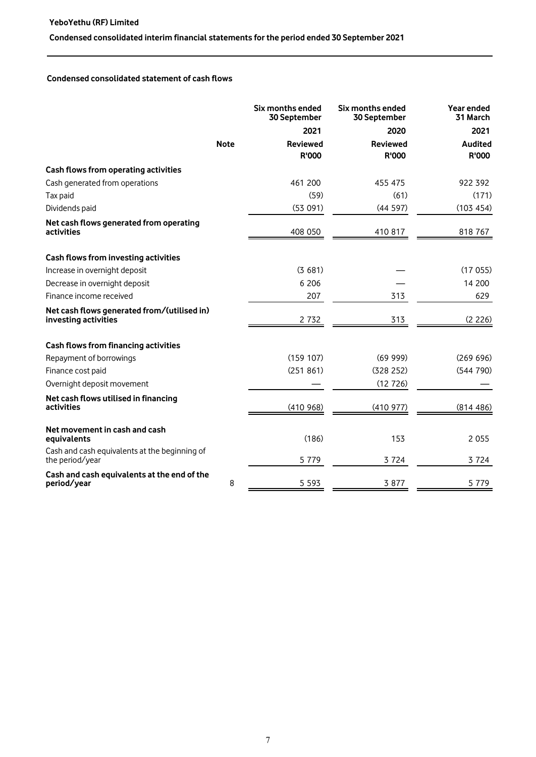**YeboYethu (RF) Limited**

**Condensed consolidated interim financial statements for the period ended 30 September 2021**

### Condensed consolidated statement of cash flows

| | Note | Six months ended 30 September 2021 Reviewed R'000 | Six months ended 30 September 2020 Reviewed R'000 | Year ended 31 March 2021 Audited R'000 |
|---|---|---|---|---|
| **Cash flows from operating activities** | | | | |
| Cash generated from operations | | 461 200 | 455 475 | 922 392 |
| Tax paid | | (59) | (61) | (171) |
| Dividends paid | | (53 091) | (44 597) | (103 454) |
| **Net cash flows generated from operating activities** | | 408 050 | 410 817 | 818 767 |
| **Cash flows from investing activities** | | | | |
| Increase in overnight deposit | | (3 681) | — | (17 055) |
| Decrease in overnight deposit | | 6 206 | — | 14 200 |
| Finance income received | | 207 | 313 | 629 |
| **Net cash flows generated from/(utilised in) investing activities** | | 2 732 | 313 | (2 226) |
| **Cash flows from financing activities** | | | | |
| Repayment of borrowings | | (159 107) | (69 999) | (269 696) |
| Finance cost paid | | (251 861) | (328 252) | (544 790) |
| Overnight deposit movement | | — | (12 726) | — |
| **Net cash flows utilised in financing activities** | | (410 968) | (410 977) | (814 486) |
| **Net movement in cash and cash equivalents** | | (186) | 153 | 2 055 |
| Cash and cash equivalents at the beginning of the period/year | | 5 779 | 3 724 | 3 724 |
| **Cash and cash equivalents at the end of the period/year** | 8 | 5 593 | 3 877 | 5 779 |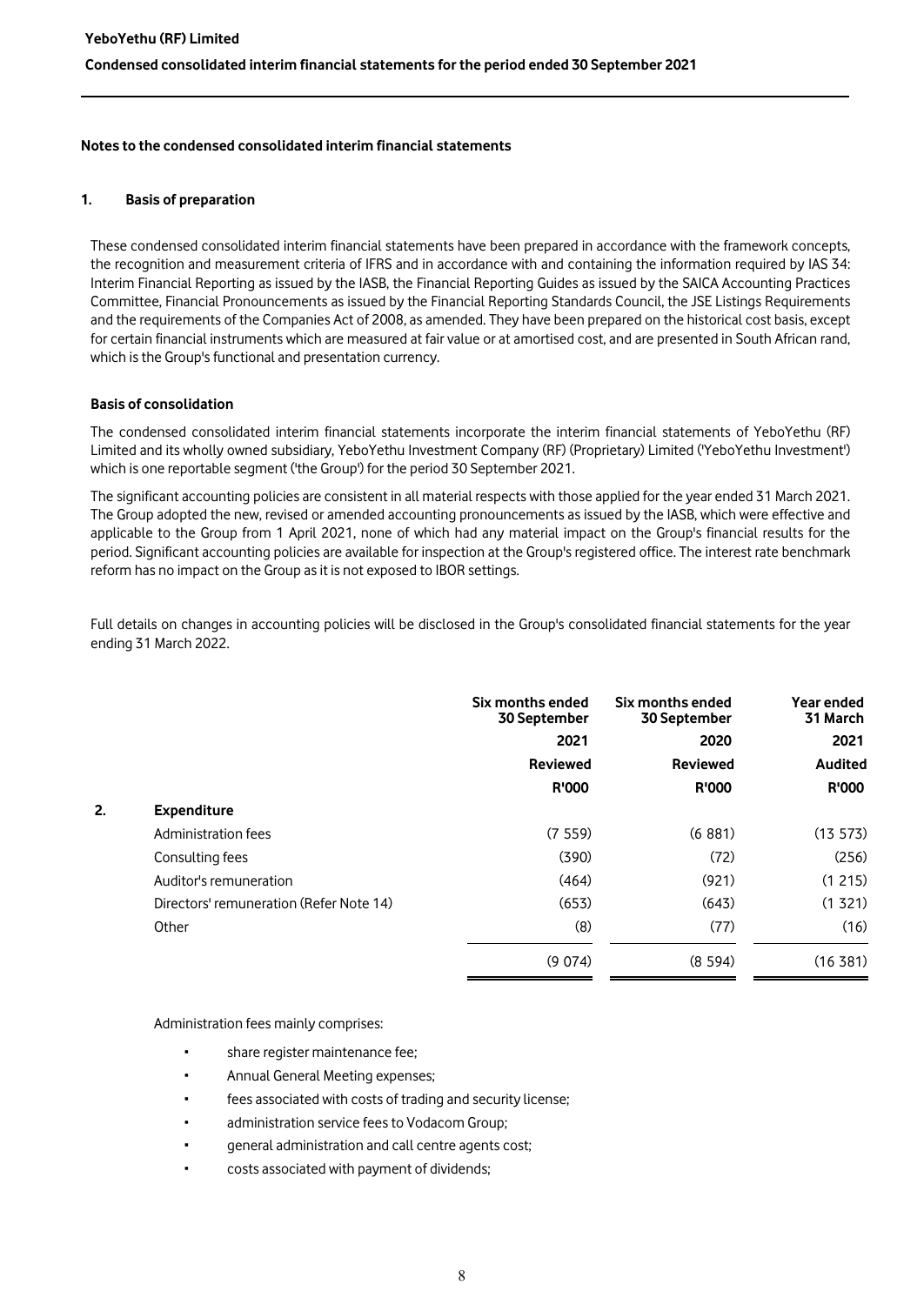## Notes to the condensed consolidated interim financial statements

### 1. Basis of preparation

These condensed consolidated interim financial statements have been prepared in accordance with the framework concepts, the recognition and measurement criteria of IFRS and in accordance with and containing the information required by IAS 34: Interim Financial Reporting as issued by the IASB, the Financial Reporting Guides as issued by the SAICA Accounting Practices Committee, Financial Pronouncements as issued by the Financial Reporting Standards Council, the JSE Listings Requirements and the requirements of the Companies Act of 2008, as amended. They have been prepared on the historical cost basis, except for certain financial instruments which are measured at fair value or at amortised cost, and are presented in South African rand, which is the Group's functional and presentation currency.

**Basis of consolidation**

The condensed consolidated interim financial statements incorporate the interim financial statements of YeboYethu (RF) Limited and its wholly owned subsidiary, YeboYethu Investment Company (RF) (Proprietary) Limited ('YeboYethu Investment') which is one reportable segment ('the Group') for the period 30 September 2021.

The significant accounting policies are consistent in all material respects with those applied for the year ended 31 March 2021. The Group adopted the new, revised or amended accounting pronouncements as issued by the IASB, which were effective and applicable to the Group from 1 April 2021, none of which had any material impact on the Group's financial results for the period. Significant accounting policies are available for inspection at the Group's registered office. The interest rate benchmark reform has no impact on the Group as it is not exposed to IBOR settings.

Full details on changes in accounting policies will be disclosed in the Group's consolidated financial statements for the year ending 31 March 2022.

|  | Six months ended 30 September 2021 Reviewed R'000 | Six months ended 30 September 2020 Reviewed R'000 | Year ended 31 March 2021 Audited R'000 |
|---|---|---|---|
| **2. Expenditure** | | | |
| Administration fees | (7 559) | (6 881) | (13 573) |
| Consulting fees | (390) | (72) | (256) |
| Auditor's remuneration | (464) | (921) | (1 215) |
| Directors' remuneration (Refer Note 14) | (653) | (643) | (1 321) |
| Other | (8) | (77) | (16) |
| | (9 074) | (8 594) | (16 381) |

Administration fees mainly comprises:

- share register maintenance fee;
- Annual General Meeting expenses;
- fees associated with costs of trading and security license;
- administration service fees to Vodacom Group;
- general administration and call centre agents cost;
- costs associated with payment of dividends;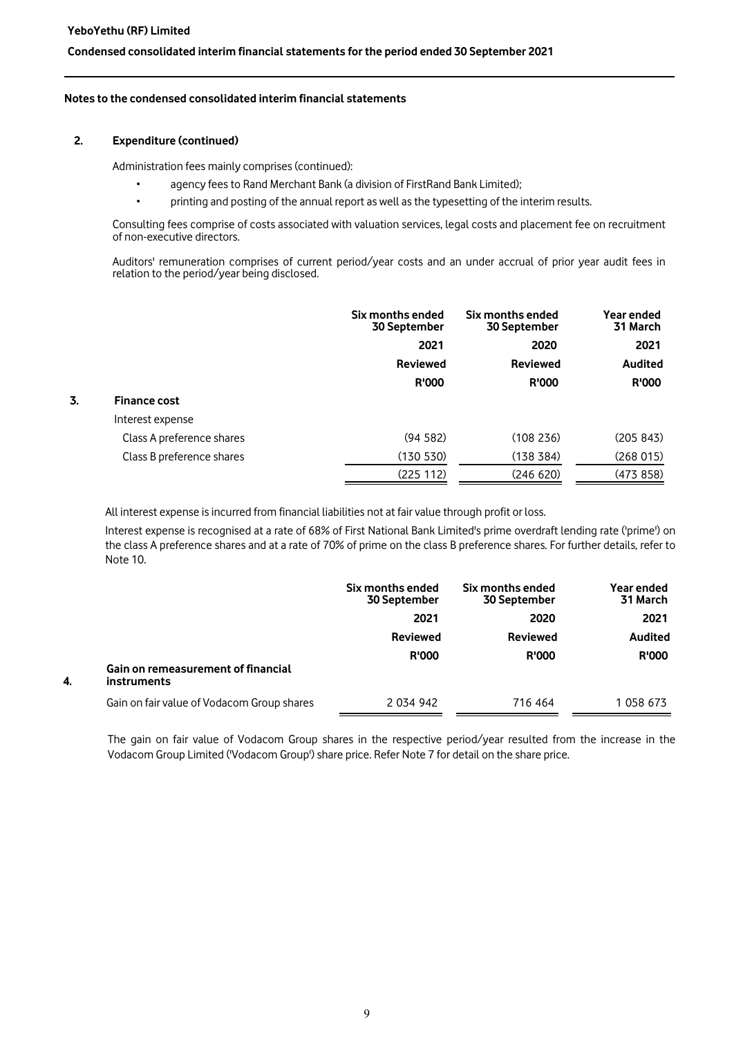## Notes to the condensed consolidated interim financial statements

### 2. Expenditure (continued)

Administration fees mainly comprises (continued):

- agency fees to Rand Merchant Bank (a division of FirstRand Bank Limited);
- printing and posting of the annual report as well as the typesetting of the interim results.

Consulting fees comprise of costs associated with valuation services, legal costs and placement fee on recruitment of non-executive directors.

Auditors' remuneration comprises of current period/year costs and an under accrual of prior year audit fees in relation to the period/year being disclosed.

| | Six months ended 30 September | Six months ended 30 September | Year ended 31 March |
|---|---|---|---|
| | 2021 | 2020 | 2021 |
| | Reviewed | Reviewed | Audited |
| | R'000 | R'000 | R'000 |
| **3. Finance cost** | | | |
| Interest expense | | | |
| Class A preference shares | (94 582) | (108 236) | (205 843) |
| Class B preference shares | (130 530) | (138 384) | (268 015) |
| | (225 112) | (246 620) | (473 858) |

All interest expense is incurred from financial liabilities not at fair value through profit or loss.

Interest expense is recognised at a rate of 68% of First National Bank Limited's prime overdraft lending rate ('prime') on the class A preference shares and at a rate of 70% of prime on the class B preference shares. For further details, refer to Note 10.

| | Six months ended 30 September | Six months ended 30 September | Year ended 31 March |
|---|---|---|---|
| | 2021 | 2020 | 2021 |
| | Reviewed | Reviewed | Audited |
| | R'000 | R'000 | R'000 |
| **4. Gain on remeasurement of financial instruments** | | | |
| Gain on fair value of Vodacom Group shares | 2 034 942 | 716 464 | 1 058 673 |

The gain on fair value of Vodacom Group shares in the respective period/year resulted from the increase in the Vodacom Group Limited ('Vodacom Group') share price. Refer Note 7 for detail on the share price.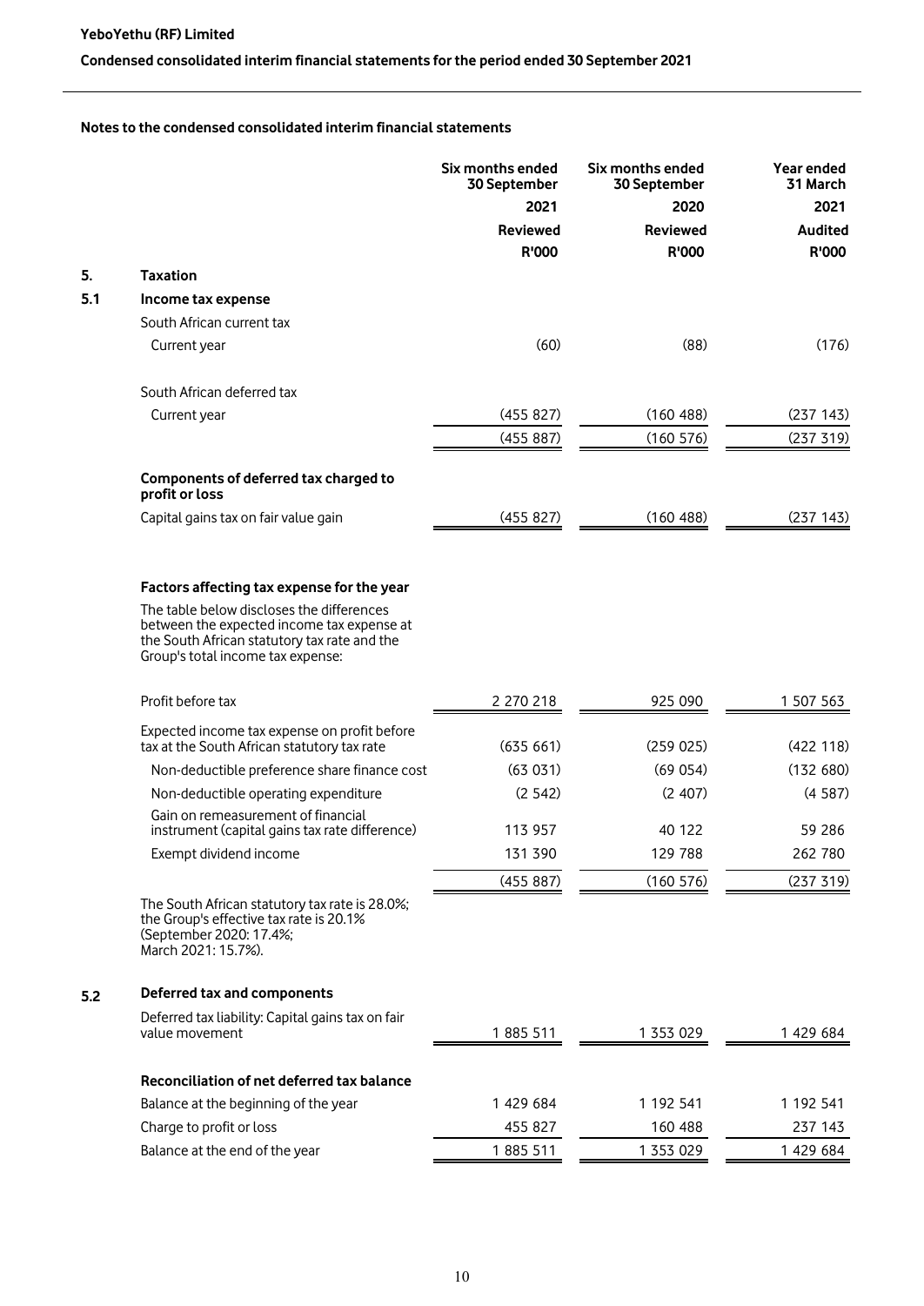## Notes to the condensed consolidated interim financial statements

| | | Six months ended 30 September 2021 Reviewed R'000 | Six months ended 30 September 2020 Reviewed R'000 | Year ended 31 March 2021 Audited R'000 |
|---|---|---|---|---|
| **5.** | **Taxation** | | | |
| **5.1** | **Income tax expense** | | | |
| | South African current tax | | | |
| | Current year | (60) | (88) | (176) |
| | South African deferred tax | | | |
| | Current year | (455 827) | (160 488) | (237 143) |
| | | (455 887) | (160 576) | (237 319) |
| | **Components of deferred tax charged to profit or loss** | | | |
| | Capital gains tax on fair value gain | (455 827) | (160 488) | (237 143) |
| | **Factors affecting tax expense for the year** | | | |
| | The table below discloses the differences between the expected income tax expense at the South African statutory tax rate and the Group's total income tax expense: | | | |
| | Profit before tax | 2 270 218 | 925 090 | 1 507 563 |
| | Expected income tax expense on profit before tax at the South African statutory tax rate | (635 661) | (259 025) | (422 118) |
| | Non-deductible preference share finance cost | (63 031) | (69 054) | (132 680) |
| | Non-deductible operating expenditure | (2 542) | (2 407) | (4 587) |
| | Gain on remeasurement of financial instrument (capital gains tax rate difference) | 113 957 | 40 122 | 59 286 |
| | Exempt dividend income | 131 390 | 129 788 | 262 780 |
| | | (455 887) | (160 576) | (237 319) |

The South African statutory tax rate is 28.0%; the Group's effective tax rate is 20.1% (September 2020: 17.4%; March 2021: 15.7%).

| | | Six months ended 30 September 2021 Reviewed R'000 | Six months ended 30 September 2020 Reviewed R'000 | Year ended 31 March 2021 Audited R'000 |
|---|---|---|---|---|
| **5.2** | **Deferred tax and components** | | | |
| | Deferred tax liability: Capital gains tax on fair value movement | 1 885 511 | 1 353 029 | 1 429 684 |
| | **Reconciliation of net deferred tax balance** | | | |
| | Balance at the beginning of the year | 1 429 684 | 1 192 541 | 1 192 541 |
| | Charge to profit or loss | 455 827 | 160 488 | 237 143 |
| | Balance at the end of the year | 1 885 511 | 1 353 029 | 1 429 684 |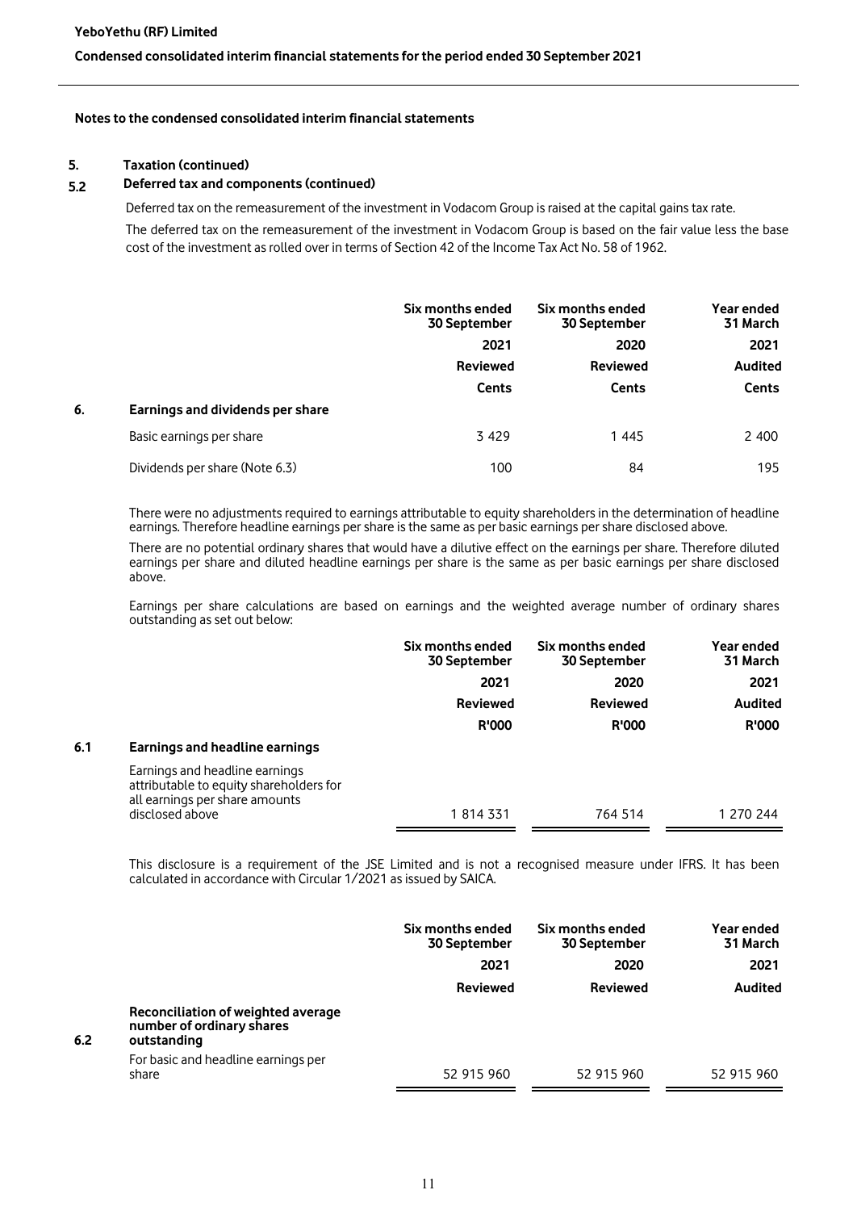**Notes to the condensed consolidated interim financial statements**

## 5. Taxation (continued)

### 5.2 Deferred tax and components (continued)

Deferred tax on the remeasurement of the investment in Vodacom Group is raised at the capital gains tax rate.

The deferred tax on the remeasurement of the investment in Vodacom Group is based on the fair value less the base cost of the investment as rolled over in terms of Section 42 of the Income Tax Act No. 58 of 1962.

| | Six months ended 30 September | Six months ended 30 September | Year ended 31 March |
|---|---|---|---|
| | 2021 | 2020 | 2021 |
| | Reviewed | Reviewed | Audited |
| | Cents | Cents | Cents |
| **6. Earnings and dividends per share** | | | |
| Basic earnings per share | 3 429 | 1 445 | 2 400 |
| Dividends per share (Note 6.3) | 100 | 84 | 195 |

There were no adjustments required to earnings attributable to equity shareholders in the determination of headline earnings. Therefore headline earnings per share is the same as per basic earnings per share disclosed above.

There are no potential ordinary shares that would have a dilutive effect on the earnings per share. Therefore diluted earnings per share and diluted headline earnings per share is the same as per basic earnings per share disclosed above.

Earnings per share calculations are based on earnings and the weighted average number of ordinary shares outstanding as set out below:

| | Six months ended 30 September | Six months ended 30 September | Year ended 31 March |
|---|---|---|---|
| | 2021 | 2020 | 2021 |
| | Reviewed | Reviewed | Audited |
| | R'000 | R'000 | R'000 |
| **6.1 Earnings and headline earnings** | | | |
| Earnings and headline earnings attributable to equity shareholders for all earnings per share amounts disclosed above | 1 814 331 | 764 514 | 1 270 244 |

This disclosure is a requirement of the JSE Limited and is not a recognised measure under IFRS. It has been calculated in accordance with Circular 1/2021 as issued by SAICA.

| | Six months ended 30 September | Six months ended 30 September | Year ended 31 March |
|---|---|---|---|
| | 2021 | 2020 | 2021 |
| | Reviewed | Reviewed | Audited |
| **6.2 Reconciliation of weighted average number of ordinary shares outstanding** | | | |
| For basic and headline earnings per share | 52 915 960 | 52 915 960 | 52 915 960 |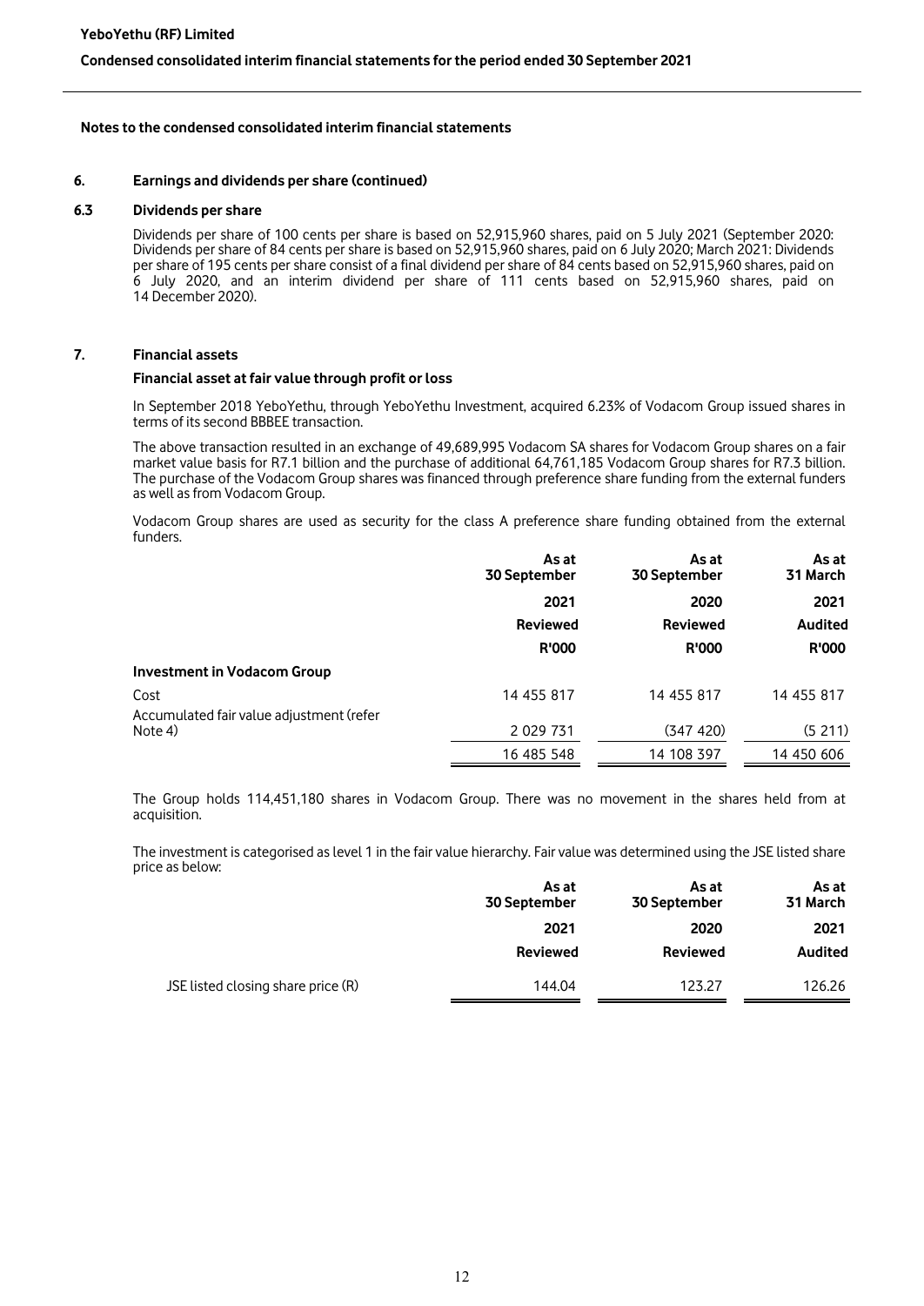## Notes to the condensed consolidated interim financial statements

### 6. Earnings and dividends per share (continued)

#### 6.3 Dividends per share

Dividends per share of 100 cents per share is based on 52,915,960 shares, paid on 5 July 2021 (September 2020: Dividends per share of 84 cents per share is based on 52,915,960 shares, paid on 6 July 2020; March 2021: Dividends per share of 195 cents per share consist of a final dividend per share of 84 cents based on 52,915,960 shares, paid on 6 July 2020, and an interim dividend per share of 111 cents based on 52,915,960 shares, paid on 14 December 2020).

### 7. Financial assets

**Financial asset at fair value through profit or loss**

In September 2018 YeboYethu, through YeboYethu Investment, acquired 6.23% of Vodacom Group issued shares in terms of its second BBBEE transaction.

The above transaction resulted in an exchange of 49,689,995 Vodacom SA shares for Vodacom Group shares on a fair market value basis for R7.1 billion and the purchase of additional 64,761,185 Vodacom Group shares for R7.3 billion. The purchase of the Vodacom Group shares was financed through preference share funding from the external funders as well as from Vodacom Group.

Vodacom Group shares are used as security for the class A preference share funding obtained from the external funders.

| | As at 30 September 2021 Reviewed R'000 | As at 30 September 2020 Reviewed R'000 | As at 31 March 2021 Audited R'000 |
|---|---|---|---|
| **Investment in Vodacom Group** | | | |
| Cost | 14 455 817 | 14 455 817 | 14 455 817 |
| Accumulated fair value adjustment (refer Note 4) | 2 029 731 | (347 420) | (5 211) |
| | 16 485 548 | 14 108 397 | 14 450 606 |

The Group holds 114,451,180 shares in Vodacom Group. There was no movement in the shares held from at acquisition.

The investment is categorised as level 1 in the fair value hierarchy. Fair value was determined using the JSE listed share price as below:

| | As at 30 September 2021 Reviewed | As at 30 September 2020 Reviewed | As at 31 March 2021 Audited |
|---|---|---|---|
| JSE listed closing share price (R) | 144.04 | 123.27 | 126.26 |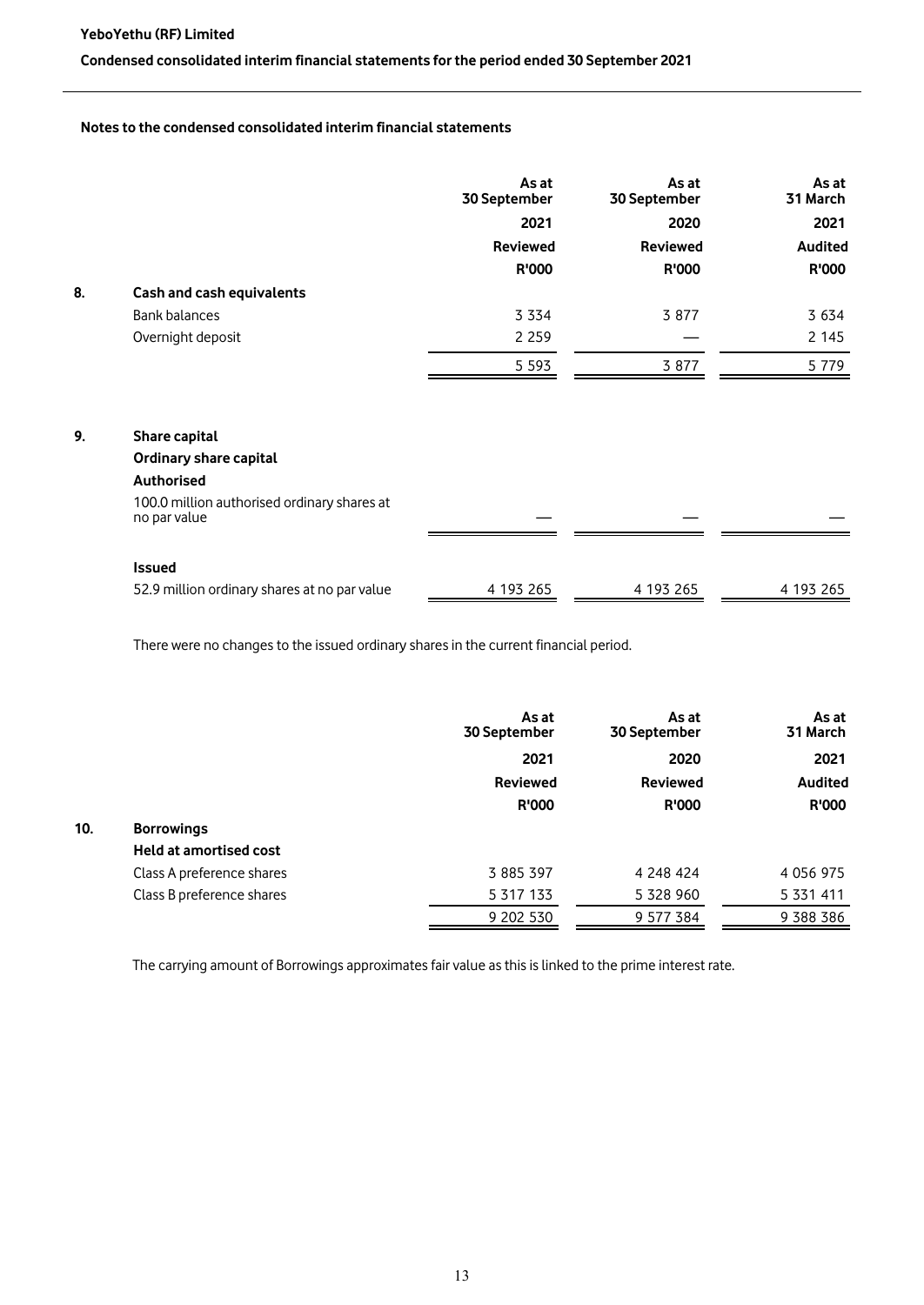## Notes to the condensed consolidated interim financial statements

| | As at 30 September 2021 Reviewed R'000 | As at 30 September 2020 Reviewed R'000 | As at 31 March 2021 Audited R'000 |
|---|---|---|---|
| **8. Cash and cash equivalents** | | | |
| Bank balances | 3 334 | 3 877 | 3 634 |
| Overnight deposit | 2 259 | — | 2 145 |
| | 5 593 | 3 877 | 5 779 |

| | As at 30 September 2021 Reviewed R'000 | As at 30 September 2020 Reviewed R'000 | As at 31 March 2021 Audited R'000 |
|---|---|---|---|
| **9. Share capital** | | | |
| **Ordinary share capital** | | | |
| **Authorised** | | | |
| 100.0 million authorised ordinary shares at no par value | — | — | — |
| **Issued** | | | |
| 52.9 million ordinary shares at no par value | 4 193 265 | 4 193 265 | 4 193 265 |

There were no changes to the issued ordinary shares in the current financial period.

| | As at 30 September 2021 Reviewed R'000 | As at 30 September 2020 Reviewed R'000 | As at 31 March 2021 Audited R'000 |
|---|---|---|---|
| **10. Borrowings** | | | |
| **Held at amortised cost** | | | |
| Class A preference shares | 3 885 397 | 4 248 424 | 4 056 975 |
| Class B preference shares | 5 317 133 | 5 328 960 | 5 331 411 |
| | 9 202 530 | 9 577 384 | 9 388 386 |

The carrying amount of Borrowings approximates fair value as this is linked to the prime interest rate.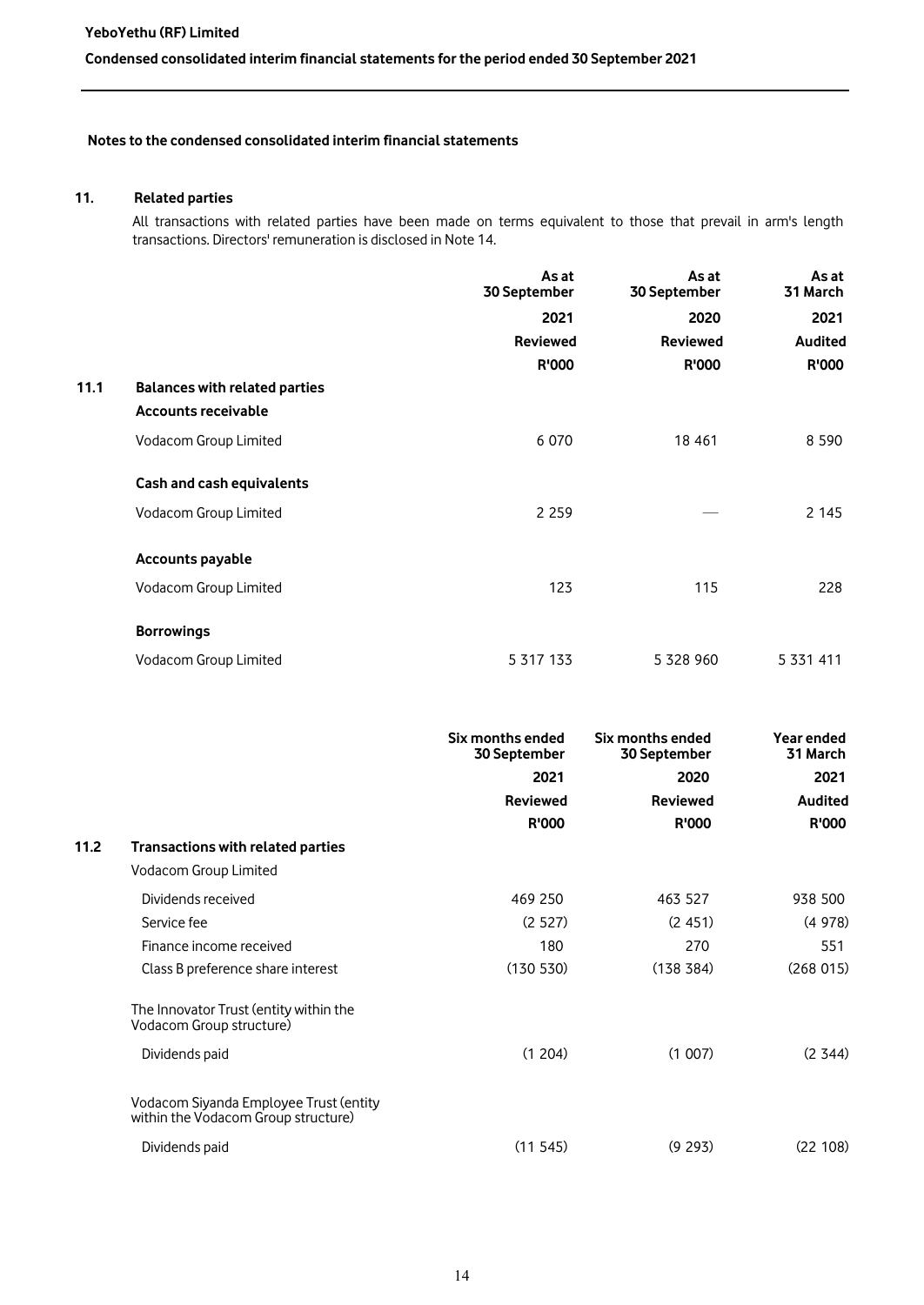### Notes to the condensed consolidated interim financial statements

## 11. Related parties

All transactions with related parties have been made on terms equivalent to those that prevail in arm's length transactions. Directors' remuneration is disclosed in Note 14.

| | As at 30 September 2021 Reviewed R'000 | As at 30 September 2020 Reviewed R'000 | As at 31 March 2021 Audited R'000 |
|---|---|---|---|
| **11.1 Balances with related parties** | | | |
| **Accounts receivable** | | | |
| Vodacom Group Limited | 6 070 | 18 461 | 8 590 |
| **Cash and cash equivalents** | | | |
| Vodacom Group Limited | 2 259 | — | 2 145 |
| **Accounts payable** | | | |
| Vodacom Group Limited | 123 | 115 | 228 |
| **Borrowings** | | | |
| Vodacom Group Limited | 5 317 133 | 5 328 960 | 5 331 411 |

| | Six months ended 30 September 2021 Reviewed R'000 | Six months ended 30 September 2020 Reviewed R'000 | Year ended 31 March 2021 Audited R'000 |
|---|---|---|---|
| **11.2 Transactions with related parties** | | | |
| Vodacom Group Limited | | | |
| Dividends received | 469 250 | 463 527 | 938 500 |
| Service fee | (2 527) | (2 451) | (4 978) |
| Finance income received | 180 | 270 | 551 |
| Class B preference share interest | (130 530) | (138 384) | (268 015) |
| The Innovator Trust (entity within the Vodacom Group structure) | | | |
| Dividends paid | (1 204) | (1 007) | (2 344) |
| Vodacom Siyanda Employee Trust (entity within the Vodacom Group structure) | | | |
| Dividends paid | (11 545) | (9 293) | (22 108) |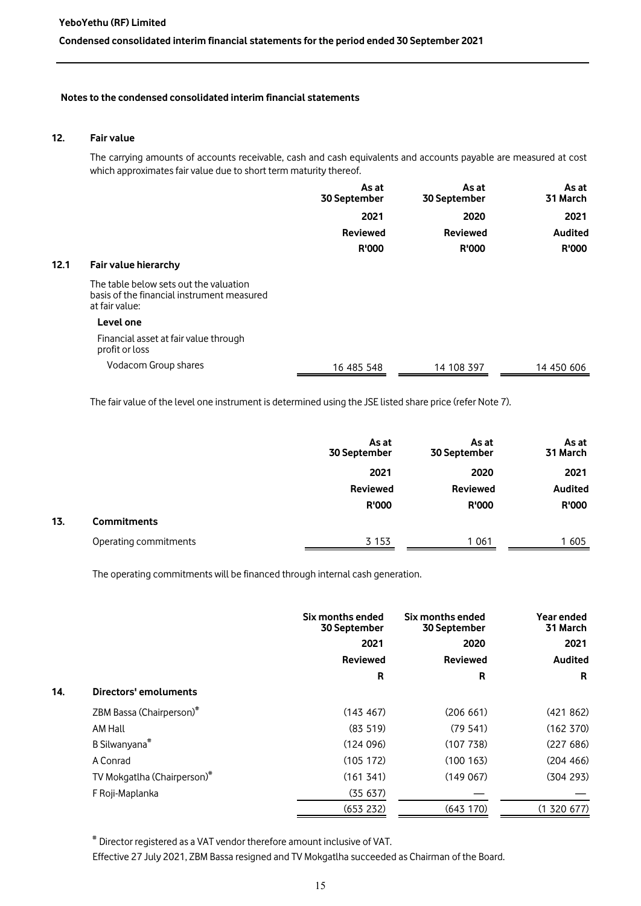## Notes to the condensed consolidated interim financial statements

### 12. Fair value

The carrying amounts of accounts receivable, cash and cash equivalents and accounts payable are measured at cost which approximates fair value due to short term maturity thereof.

| | As at 30 September 2021 Reviewed R'000 | As at 30 September 2020 Reviewed R'000 | As at 31 March 2021 Audited R'000 |
|---|---|---|---|
| **12.1 Fair value hierarchy** | | | |
| The table below sets out the valuation basis of the financial instrument measured at fair value: | | | |
| **Level one** | | | |
| Financial asset at fair value through profit or loss | | | |
| Vodacom Group shares | 16 485 548 | 14 108 397 | 14 450 606 |

The fair value of the level one instrument is determined using the JSE listed share price (refer Note 7).

| | As at 30 September 2021 Reviewed R'000 | As at 30 September 2020 Reviewed R'000 | As at 31 March 2021 Audited R'000 |
|---|---|---|---|
| **13. Commitments** | | | |
| Operating commitments | 3 153 | 1 061 | 1 605 |

The operating commitments will be financed through internal cash generation.

| | Six months ended 30 September 2021 Reviewed R | Six months ended 30 September 2020 Reviewed R | Year ended 31 March 2021 Audited R |
|---|---|---|---|
| **14. Directors' emoluments** | | | |
| ZBM Bassa (Chairperson)# | (143 467) | (206 661) | (421 862) |
| AM Hall | (83 519) | (79 541) | (162 370) |
| B Silwanyana# | (124 096) | (107 738) | (227 686) |
| A Conrad | (105 172) | (100 163) | (204 466) |
| TV Mokgatlha (Chairperson)# | (161 341) | (149 067) | (304 293) |
| F Roji-Maplanka | (35 637) | — | — |
| | (653 232) | (643 170) | (1 320 677) |

# Director registered as a VAT vendor therefore amount inclusive of VAT.

Effective 27 July 2021, ZBM Bassa resigned and TV Mokgatlha succeeded as Chairman of the Board.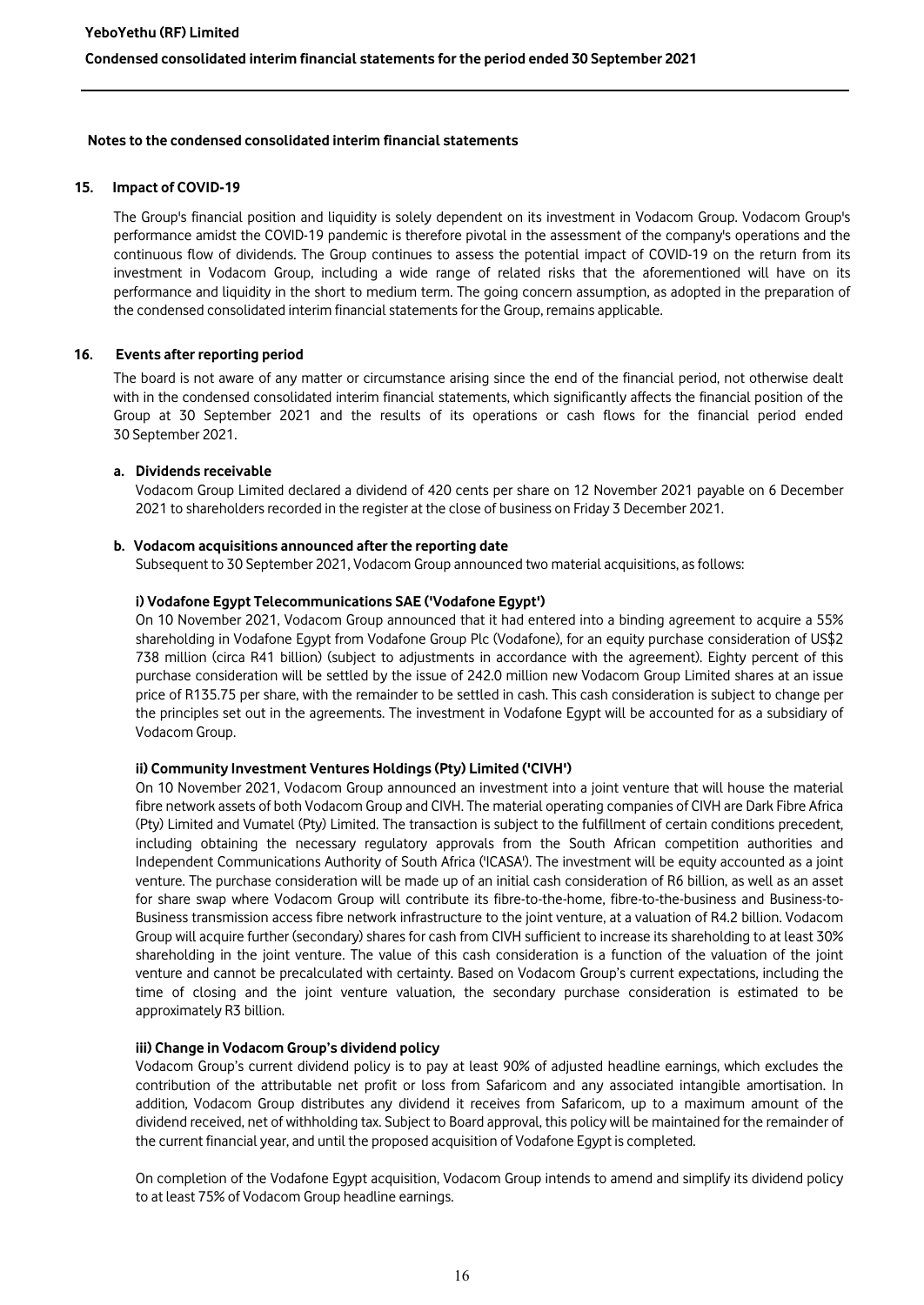## Notes to the condensed consolidated interim financial statements

### 15. Impact of COVID-19

The Group's financial position and liquidity is solely dependent on its investment in Vodacom Group. Vodacom Group's performance amidst the COVID-19 pandemic is therefore pivotal in the assessment of the company's operations and the continuous flow of dividends. The Group continues to assess the potential impact of COVID-19 on the return from its investment in Vodacom Group, including a wide range of related risks that the aforementioned will have on its performance and liquidity in the short to medium term. The going concern assumption, as adopted in the preparation of the condensed consolidated interim financial statements for the Group, remains applicable.

### 16. Events after reporting period

The board is not aware of any matter or circumstance arising since the end of the financial period, not otherwise dealt with in the condensed consolidated interim financial statements, which significantly affects the financial position of the Group at 30 September 2021 and the results of its operations or cash flows for the financial period ended 30 September 2021.

#### a. Dividends receivable

Vodacom Group Limited declared a dividend of 420 cents per share on 12 November 2021 payable on 6 December 2021 to shareholders recorded in the register at the close of business on Friday 3 December 2021.

#### b. Vodacom acquisitions announced after the reporting date

Subsequent to 30 September 2021, Vodacom Group announced two material acquisitions, as follows:

**i) Vodafone Egypt Telecommunications SAE ('Vodafone Egypt')**

On 10 November 2021, Vodacom Group announced that it had entered into a binding agreement to acquire a 55% shareholding in Vodafone Egypt from Vodafone Group Plc (Vodafone), for an equity purchase consideration of US$2 738 million (circa R41 billion) (subject to adjustments in accordance with the agreement). Eighty percent of this purchase consideration will be settled by the issue of 242.0 million new Vodacom Group Limited shares at an issue price of R135.75 per share, with the remainder to be settled in cash. This cash consideration is subject to change per the principles set out in the agreements. The investment in Vodafone Egypt will be accounted for as a subsidiary of Vodacom Group.

**ii) Community Investment Ventures Holdings (Pty) Limited ('CIVH')**

On 10 November 2021, Vodacom Group announced an investment into a joint venture that will house the material fibre network assets of both Vodacom Group and CIVH. The material operating companies of CIVH are Dark Fibre Africa (Pty) Limited and Vumatel (Pty) Limited. The transaction is subject to the fulfillment of certain conditions precedent, including obtaining the necessary regulatory approvals from the South African competition authorities and Independent Communications Authority of South Africa ('ICASA'). The investment will be equity accounted as a joint venture. The purchase consideration will be made up of an initial cash consideration of R6 billion, as well as an asset for share swap where Vodacom Group will contribute its fibre-to-the-home, fibre-to-the-business and Business-to-Business transmission access fibre network infrastructure to the joint venture, at a valuation of R4.2 billion. Vodacom Group will acquire further (secondary) shares for cash from CIVH sufficient to increase its shareholding to at least 30% shareholding in the joint venture. The value of this cash consideration is a function of the valuation of the joint venture and cannot be precalculated with certainty. Based on Vodacom Group's current expectations, including the time of closing and the joint venture valuation, the secondary purchase consideration is estimated to be approximately R3 billion.

**iii) Change in Vodacom Group's dividend policy**

Vodacom Group's current dividend policy is to pay at least 90% of adjusted headline earnings, which excludes the contribution of the attributable net profit or loss from Safaricom and any associated intangible amortisation. In addition, Vodacom Group distributes any dividend it receives from Safaricom, up to a maximum amount of the dividend received, net of withholding tax. Subject to Board approval, this policy will be maintained for the remainder of the current financial year, and until the proposed acquisition of Vodafone Egypt is completed.

On completion of the Vodafone Egypt acquisition, Vodacom Group intends to amend and simplify its dividend policy to at least 75% of Vodacom Group headline earnings.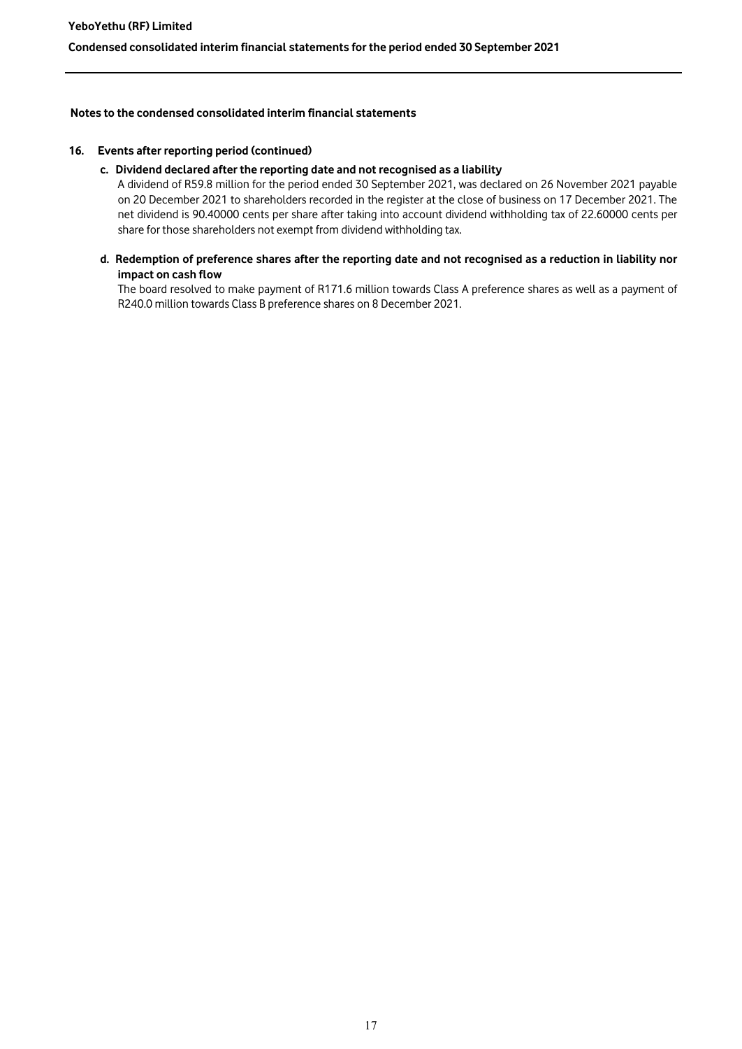## Notes to the condensed consolidated interim financial statements

### 16. Events after reporting period (continued)

**c. Dividend declared after the reporting date and not recognised as a liability**

A dividend of R59.8 million for the period ended 30 September 2021, was declared on 26 November 2021 payable on 20 December 2021 to shareholders recorded in the register at the close of business on 17 December 2021. The net dividend is 90.40000 cents per share after taking into account dividend withholding tax of 22.60000 cents per share for those shareholders not exempt from dividend withholding tax.

**d. Redemption of preference shares after the reporting date and not recognised as a reduction in liability nor impact on cash flow**

The board resolved to make payment of R171.6 million towards Class A preference shares as well as a payment of R240.0 million towards Class B preference shares on 8 December 2021.